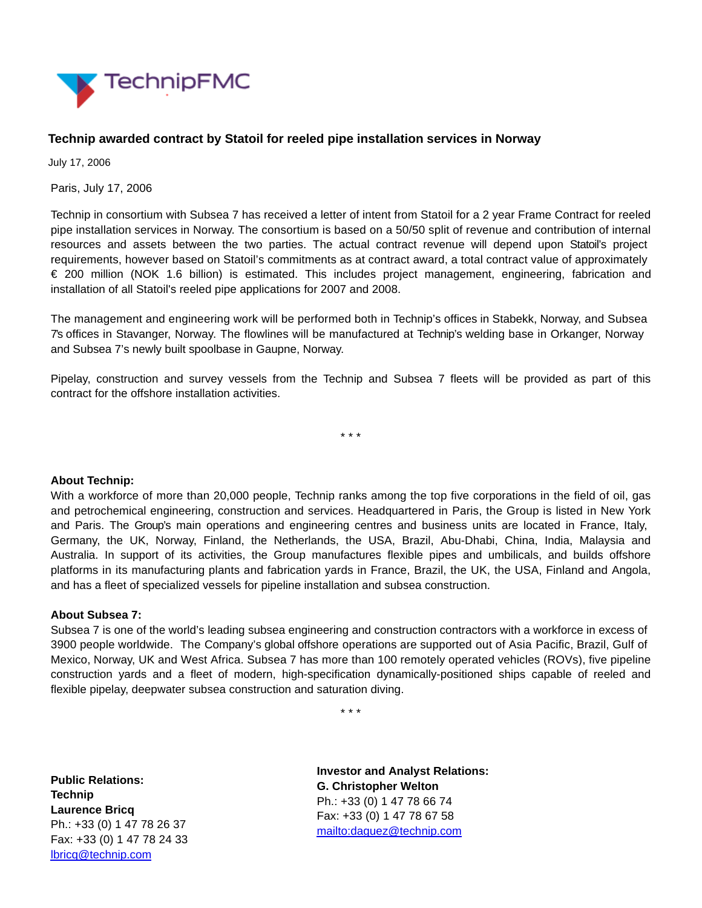TechnipFMC

# Technip awarded contract by Statoil for reeled pipe installation services in Norway

July 17, 2006

Paris, July 17, 2006

Technip in consortium with Subsea 7 has received a letter of intent from Statoil for a 2 year Frame Contract for reeled pipe installation services in Norway. The consortium is based on a 50/50 split of revenue and contribution of internal resources and assets between the two parties. The actual contract revenue will depend upon Statoil's project requirements, however based on Statoil's commitments as at contract award, a total contract value of approximately € 200 million (NOK 1.6 billion) is estimated. This includes project management, engineering, fabrication and installation of all Statoil's reeled pipe applications for 2007 and 2008.

The management and engineering work will be performed both in Technip's offices in Stabekk, Norway, and Subsea 7's offices in Stavanger, Norway. The flowlines will be manufactured at Technip's welding base in Orkanger, Norway and Subsea 7's newly built spoolbase in Gaupne, Norway.

Pipelay, construction and survey vessels from the Technip and Subsea 7 fleets will be provided as part of this contract for the offshore installation activities.

\* \* \*

**About Technip:**
With a workforce of more than 20,000 people, Technip ranks among the top five corporations in the field of oil, gas and petrochemical engineering, construction and services. Headquartered in Paris, the Group is listed in New York and Paris. The Group's main operations and engineering centres and business units are located in France, Italy, Germany, the UK, Norway, Finland, the Netherlands, the USA, Brazil, Abu-Dhabi, China, India, Malaysia and Australia. In support of its activities, the Group manufactures flexible pipes and umbilicals, and builds offshore platforms in its manufacturing plants and fabrication yards in France, Brazil, the UK, the USA, Finland and Angola, and has a fleet of specialized vessels for pipeline installation and subsea construction.

**About Subsea 7:**
Subsea 7 is one of the world's leading subsea engineering and construction contractors with a workforce in excess of 3900 people worldwide. The Company's global offshore operations are supported out of Asia Pacific, Brazil, Gulf of Mexico, Norway, UK and West Africa. Subsea 7 has more than 100 remotely operated vehicles (ROVs), five pipeline construction yards and a fleet of modern, high-specification dynamically-positioned ships capable of reeled and flexible pipelay, deepwater subsea construction and saturation diving.

\* \* \*

**Public Relations:**
**Technip**
**Laurence Bricq**
Ph.: +33 (0) 1 47 78 26 37
Fax: +33 (0) 1 47 78 24 33
lbricq@technip.com

**Investor and Analyst Relations:**
**G. Christopher Welton**
Ph.: +33 (0) 1 47 78 66 74
Fax: +33 (0) 1 47 78 67 58
mailto:daguez@technip.com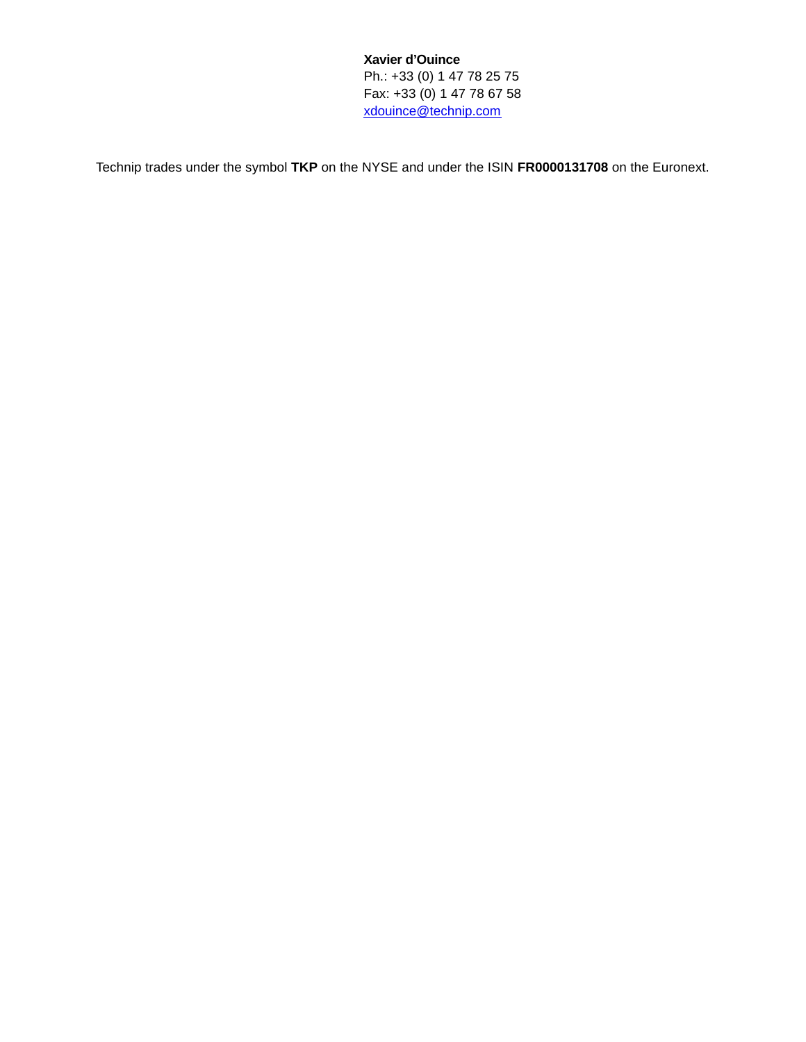**Xavier d'Ouince**
Ph.: +33 (0) 1 47 78 25 75
Fax: +33 (0) 1 47 78 67 58
xdouince@technip.com

Technip trades under the symbol **TKP** on the NYSE and under the ISIN **FR0000131708** on the Euronext.